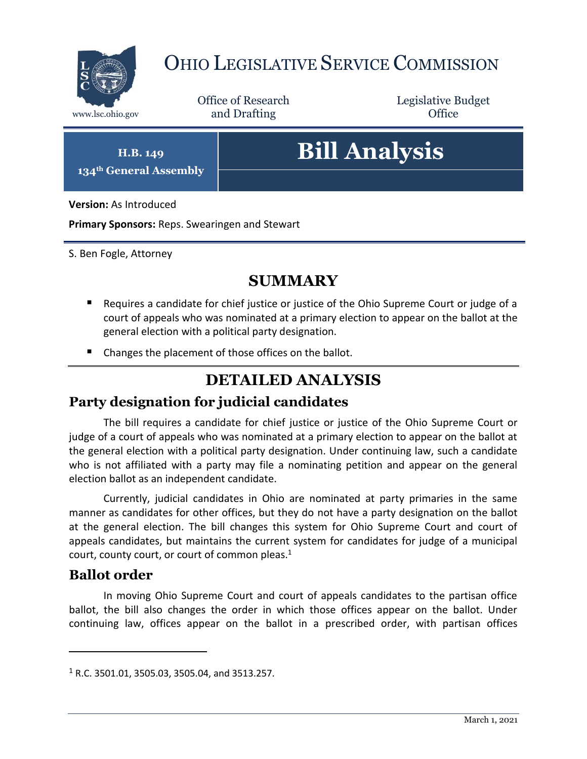# Ohio Legislative Service Commission

www.lsc.ohio.gov

Office of Research and Drafting

Legislative Budget Office

**H.B. 149**
**134th General Assembly**

# Bill Analysis

**Version:** As Introduced

**Primary Sponsors:** Reps. Swearingen and Stewart

S. Ben Fogle, Attorney

## SUMMARY

- Requires a candidate for chief justice or justice of the Ohio Supreme Court or judge of a court of appeals who was nominated at a primary election to appear on the ballot at the general election with a political party designation.
- Changes the placement of those offices on the ballot.

## DETAILED ANALYSIS

### Party designation for judicial candidates

The bill requires a candidate for chief justice or justice of the Ohio Supreme Court or judge of a court of appeals who was nominated at a primary election to appear on the ballot at the general election with a political party designation. Under continuing law, such a candidate who is not affiliated with a party may file a nominating petition and appear on the general election ballot as an independent candidate.

Currently, judicial candidates in Ohio are nominated at party primaries in the same manner as candidates for other offices, but they do not have a party designation on the ballot at the general election. The bill changes this system for Ohio Supreme Court and court of appeals candidates, but maintains the current system for candidates for judge of a municipal court, county court, or court of common pleas.[1]

### Ballot order

In moving Ohio Supreme Court and court of appeals candidates to the partisan office ballot, the bill also changes the order in which those offices appear on the ballot. Under continuing law, offices appear on the ballot in a prescribed order, with partisan offices

[1] R.C. 3501.01, 3505.03, 3505.04, and 3513.257.

March 1, 2021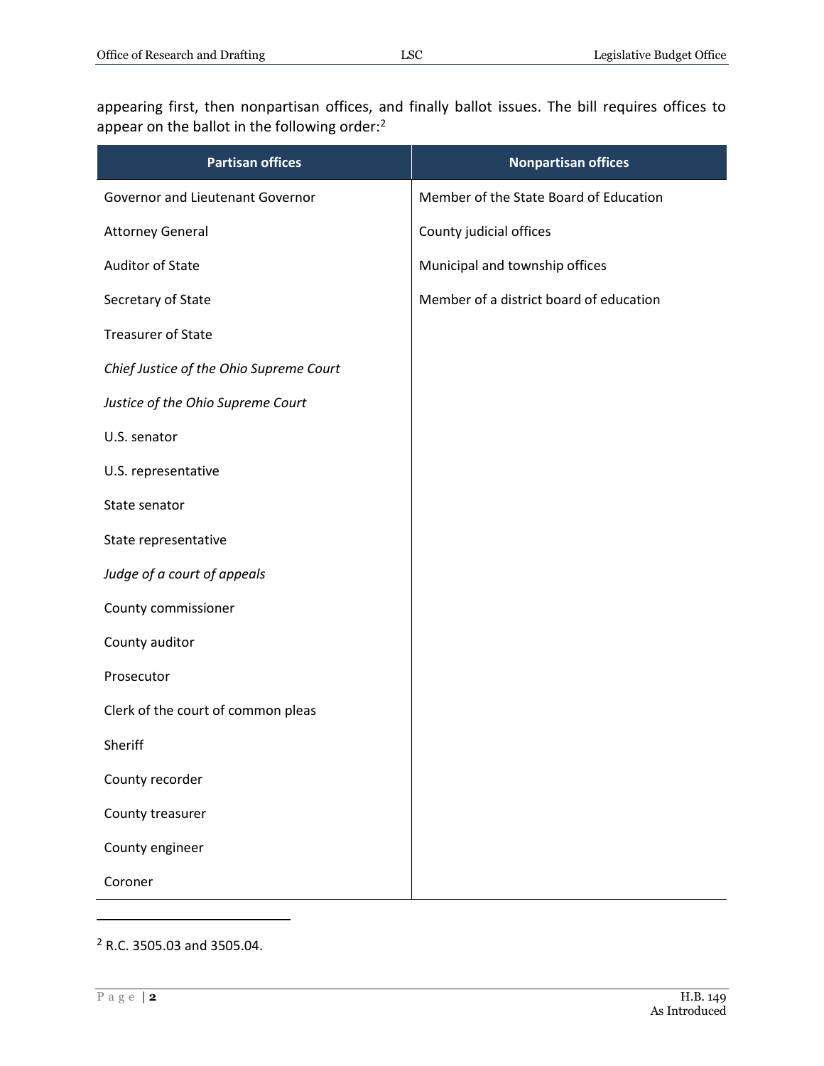appearing first, then nonpartisan offices, and finally ballot issues. The bill requires offices to appear on the ballot in the following order:[2]

| Partisan offices | Nonpartisan offices |
|---|---|
| Governor and Lieutenant Governor | Member of the State Board of Education |
| Attorney General | County judicial offices |
| Auditor of State | Municipal and township offices |
| Secretary of State | Member of a district board of education |
| Treasurer of State | |
| *Chief Justice of the Ohio Supreme Court* | |
| *Justice of the Ohio Supreme Court* | |
| U.S. senator | |
| U.S. representative | |
| State senator | |
| State representative | |
| *Judge of a court of appeals* | |
| County commissioner | |
| County auditor | |
| Prosecutor | |
| Clerk of the court of common pleas | |
| Sheriff | |
| County recorder | |
| County treasurer | |
| County engineer | |
| Coroner | |

---

[2] R.C. 3505.03 and 3505.04.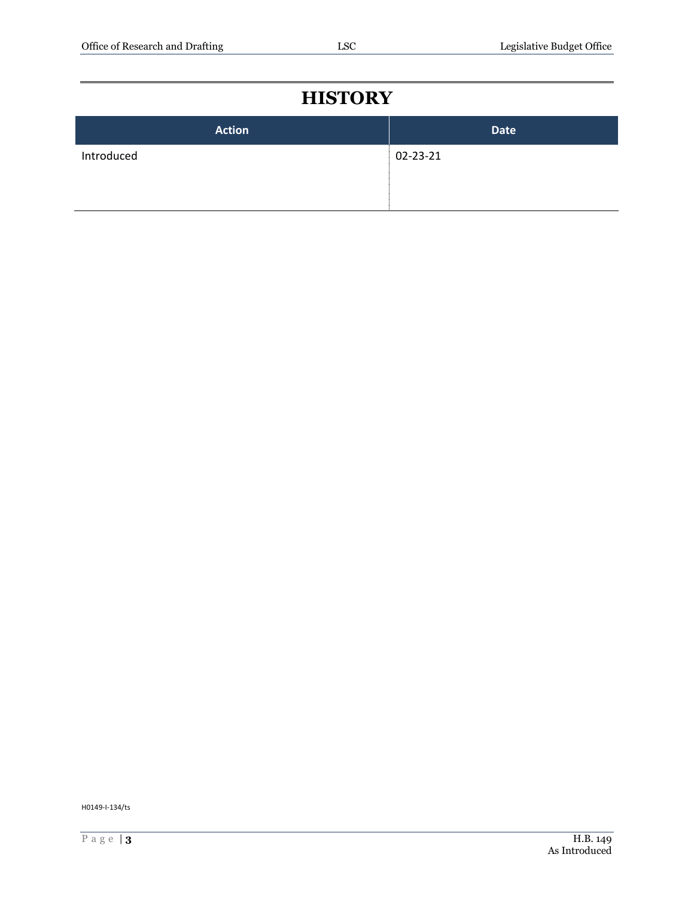# HISTORY

| Action | Date |
| --- | --- |
| Introduced | 02-23-21 |

H0149-I-134/ts